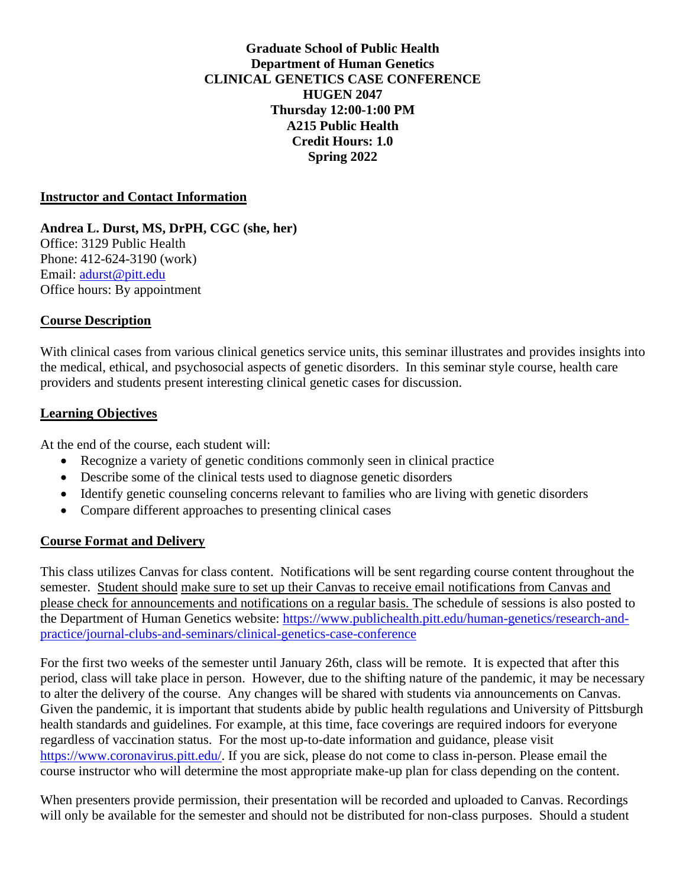**Graduate School of Public Health**
**Department of Human Genetics**
**CLINICAL GENETICS CASE CONFERENCE**
**HUGEN 2047**
**Thursday 12:00-1:00 PM**
**A215 Public Health**
**Credit Hours: 1.0**
**Spring 2022**

## Instructor and Contact Information

**Andrea L. Durst, MS, DrPH, CGC (she, her)**
Office: 3129 Public Health
Phone: 412-624-3190 (work)
Email: adurst@pitt.edu
Office hours: By appointment

## Course Description

With clinical cases from various clinical genetics service units, this seminar illustrates and provides insights into the medical, ethical, and psychosocial aspects of genetic disorders. In this seminar style course, health care providers and students present interesting clinical genetic cases for discussion.

## Learning Objectives

At the end of the course, each student will:

- Recognize a variety of genetic conditions commonly seen in clinical practice
- Describe some of the clinical tests used to diagnose genetic disorders
- Identify genetic counseling concerns relevant to families who are living with genetic disorders
- Compare different approaches to presenting clinical cases

## Course Format and Delivery

This class utilizes Canvas for class content. Notifications will be sent regarding course content throughout the semester. Student should make sure to set up their Canvas to receive email notifications from Canvas and please check for announcements and notifications on a regular basis. The schedule of sessions is also posted to the Department of Human Genetics website: https://www.publichealth.pitt.edu/human-genetics/research-and-practice/journal-clubs-and-seminars/clinical-genetics-case-conference

For the first two weeks of the semester until January 26th, class will be remote. It is expected that after this period, class will take place in person. However, due to the shifting nature of the pandemic, it may be necessary to alter the delivery of the course. Any changes will be shared with students via announcements on Canvas. Given the pandemic, it is important that students abide by public health regulations and University of Pittsburgh health standards and guidelines. For example, at this time, face coverings are required indoors for everyone regardless of vaccination status. For the most up-to-date information and guidance, please visit https://www.coronavirus.pitt.edu/. If you are sick, please do not come to class in-person. Please email the course instructor who will determine the most appropriate make-up plan for class depending on the content.

When presenters provide permission, their presentation will be recorded and uploaded to Canvas. Recordings will only be available for the semester and should not be distributed for non-class purposes. Should a student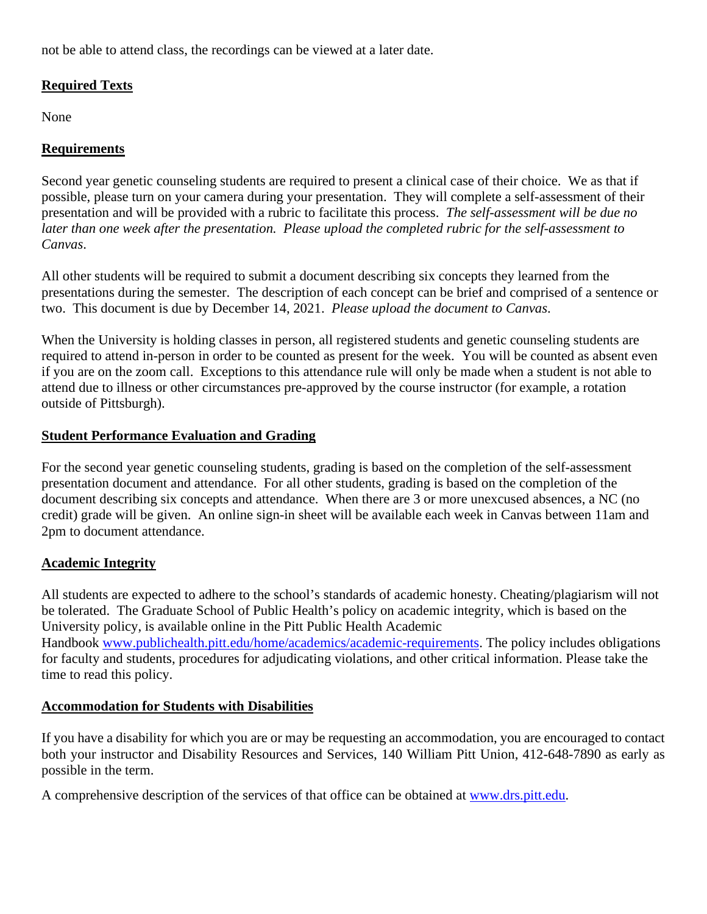not be able to attend class, the recordings can be viewed at a later date.

## Required Texts

None

## Requirements

Second year genetic counseling students are required to present a clinical case of their choice. We as that if possible, please turn on your camera during your presentation. They will complete a self-assessment of their presentation and will be provided with a rubric to facilitate this process. *The self-assessment will be due no later than one week after the presentation. Please upload the completed rubric for the self-assessment to Canvas.*

All other students will be required to submit a document describing six concepts they learned from the presentations during the semester. The description of each concept can be brief and comprised of a sentence or two. This document is due by December 14, 2021. *Please upload the document to Canvas.*

When the University is holding classes in person, all registered students and genetic counseling students are required to attend in-person in order to be counted as present for the week. You will be counted as absent even if you are on the zoom call. Exceptions to this attendance rule will only be made when a student is not able to attend due to illness or other circumstances pre-approved by the course instructor (for example, a rotation outside of Pittsburgh).

## Student Performance Evaluation and Grading

For the second year genetic counseling students, grading is based on the completion of the self-assessment presentation document and attendance. For all other students, grading is based on the completion of the document describing six concepts and attendance. When there are 3 or more unexcused absences, a NC (no credit) grade will be given. An online sign-in sheet will be available each week in Canvas between 11am and 2pm to document attendance.

## Academic Integrity

All students are expected to adhere to the school's standards of academic honesty. Cheating/plagiarism will not be tolerated. The Graduate School of Public Health's policy on academic integrity, which is based on the University policy, is available online in the Pitt Public Health Academic Handbook www.publichealth.pitt.edu/home/academics/academic-requirements. The policy includes obligations for faculty and students, procedures for adjudicating violations, and other critical information. Please take the time to read this policy.

## Accommodation for Students with Disabilities

If you have a disability for which you are or may be requesting an accommodation, you are encouraged to contact both your instructor and Disability Resources and Services, 140 William Pitt Union, 412-648-7890 as early as possible in the term.

A comprehensive description of the services of that office can be obtained at www.drs.pitt.edu.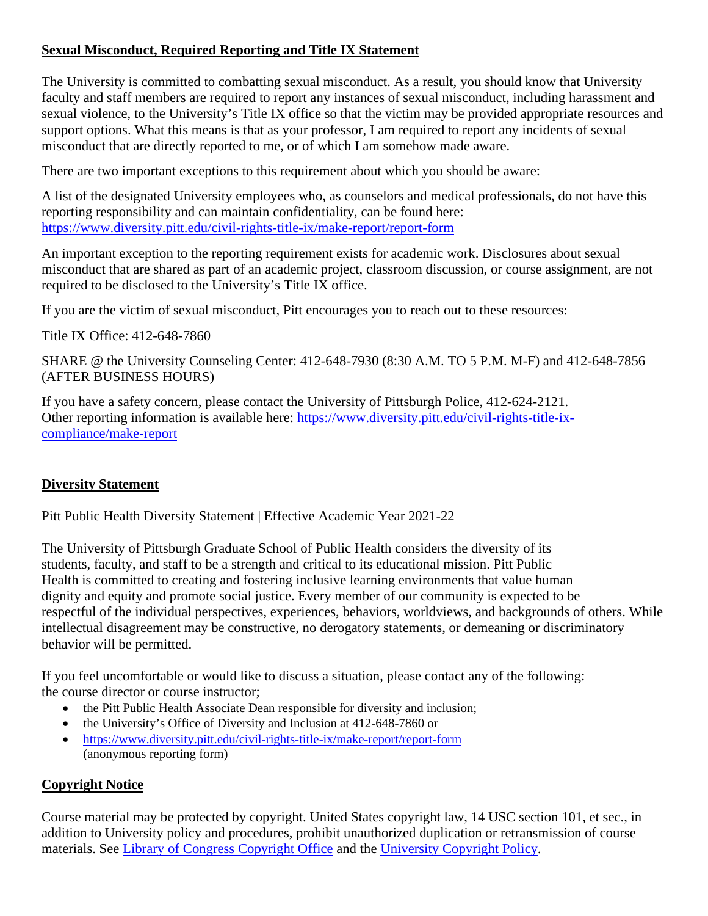## Sexual Misconduct, Required Reporting and Title IX Statement

The University is committed to combatting sexual misconduct. As a result, you should know that University faculty and staff members are required to report any instances of sexual misconduct, including harassment and sexual violence, to the University's Title IX office so that the victim may be provided appropriate resources and support options. What this means is that as your professor, I am required to report any incidents of sexual misconduct that are directly reported to me, or of which I am somehow made aware.

There are two important exceptions to this requirement about which you should be aware:

A list of the designated University employees who, as counselors and medical professionals, do not have this reporting responsibility and can maintain confidentiality, can be found here: [https://www.diversity.pitt.edu/civil-rights-title-ix/make-report/report-form](https://www.diversity.pitt.edu/civil-rights-title-ix/make-report/report-form)

An important exception to the reporting requirement exists for academic work. Disclosures about sexual misconduct that are shared as part of an academic project, classroom discussion, or course assignment, are not required to be disclosed to the University's Title IX office.

If you are the victim of sexual misconduct, Pitt encourages you to reach out to these resources:

Title IX Office: 412-648-7860

SHARE @ the University Counseling Center: 412-648-7930 (8:30 A.M. TO 5 P.M. M-F) and 412-648-7856 (AFTER BUSINESS HOURS)

If you have a safety concern, please contact the University of Pittsburgh Police, 412-624-2121.
Other reporting information is available here: [https://www.diversity.pitt.edu/civil-rights-title-ix-compliance/make-report](https://www.diversity.pitt.edu/civil-rights-title-ix-compliance/make-report)

## Diversity Statement

Pitt Public Health Diversity Statement | Effective Academic Year 2021-22

The University of Pittsburgh Graduate School of Public Health considers the diversity of its students, faculty, and staff to be a strength and critical to its educational mission. Pitt Public Health is committed to creating and fostering inclusive learning environments that value human dignity and equity and promote social justice. Every member of our community is expected to be respectful of the individual perspectives, experiences, behaviors, worldviews, and backgrounds of others. While intellectual disagreement may be constructive, no derogatory statements, or demeaning or discriminatory behavior will be permitted.

If you feel uncomfortable or would like to discuss a situation, please contact any of the following:
the course director or course instructor;

- the Pitt Public Health Associate Dean responsible for diversity and inclusion;
- the University's Office of Diversity and Inclusion at 412-648-7860 or
- [https://www.diversity.pitt.edu/civil-rights-title-ix/make-report/report-form](https://www.diversity.pitt.edu/civil-rights-title-ix/make-report/report-form) (anonymous reporting form)

## Copyright Notice

Course material may be protected by copyright. United States copyright law, 14 USC section 101, et sec., in addition to University policy and procedures, prohibit unauthorized duplication or retransmission of course materials. See Library of Congress Copyright Office and the University Copyright Policy.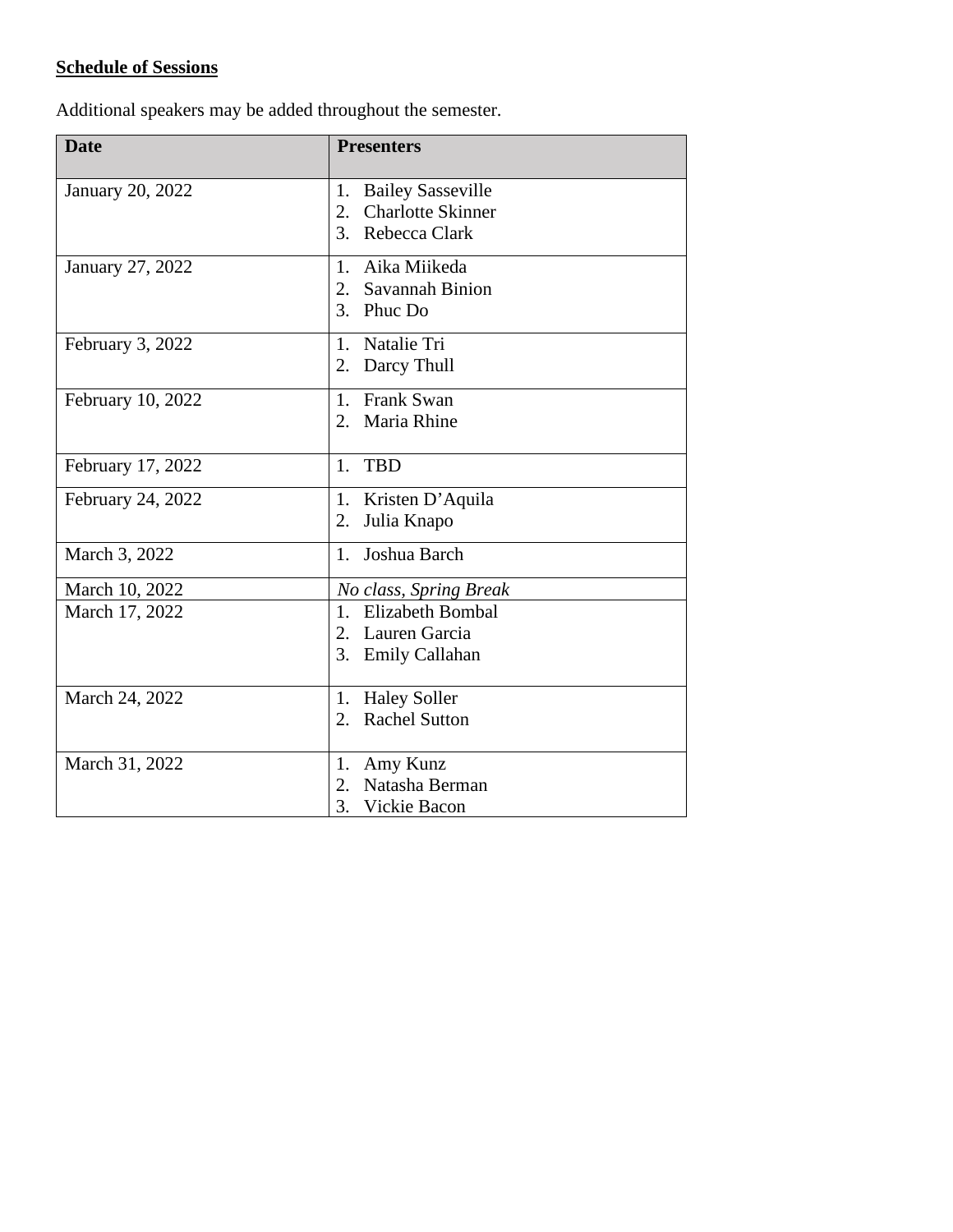**Schedule of Sessions**

Additional speakers may be added throughout the semester.

| Date | Presenters |
|---|---|
| January 20, 2022 | 1. Bailey Sasseville<br>2. Charlotte Skinner<br>3. Rebecca Clark |
| January 27, 2022 | 1. Aika Miikeda<br>2. Savannah Binion<br>3. Phuc Do |
| February 3, 2022 | 1. Natalie Tri<br>2. Darcy Thull |
| February 10, 2022 | 1. Frank Swan<br>2. Maria Rhine |
| February 17, 2022 | 1. TBD |
| February 24, 2022 | 1. Kristen D'Aquila<br>2. Julia Knapo |
| March 3, 2022 | 1. Joshua Barch |
| March 10, 2022 | *No class, Spring Break* |
| March 17, 2022 | 1. Elizabeth Bombal<br>2. Lauren Garcia<br>3. Emily Callahan |
| March 24, 2022 | 1. Haley Soller<br>2. Rachel Sutton |
| March 31, 2022 | 1. Amy Kunz<br>2. Natasha Berman<br>3. Vickie Bacon |